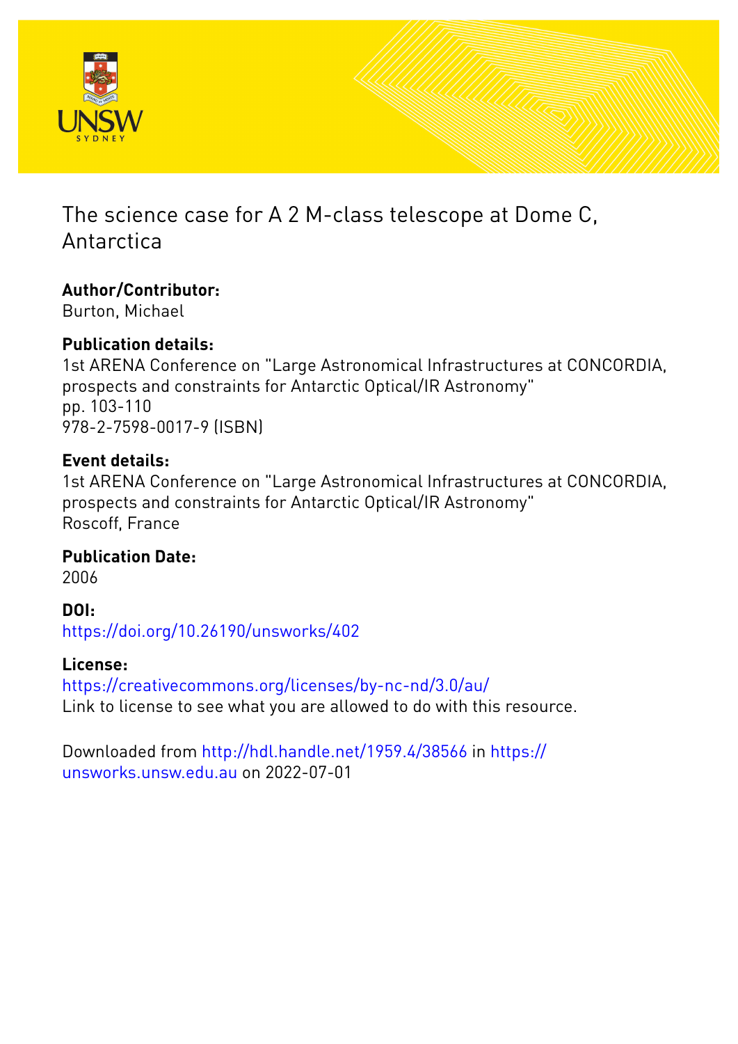# The science case for A 2 M-class telescope at Dome C, Antarctica

## Author/Contributor:

Burton, Michael

## Publication details:

1st ARENA Conference on "Large Astronomical Infrastructures at CONCORDIA, prospects and constraints for Antarctic Optical/IR Astronomy"
pp. 103-110
978-2-7598-0017-9 (ISBN)

## Event details:

1st ARENA Conference on "Large Astronomical Infrastructures at CONCORDIA, prospects and constraints for Antarctic Optical/IR Astronomy"
Roscoff, France

## Publication Date:

2006

## DOI:

https://doi.org/10.26190/unsworks/402

## License:

https://creativecommons.org/licenses/by-nc-nd/3.0/au/
Link to license to see what you are allowed to do with this resource.

Downloaded from http://hdl.handle.net/1959.4/38566 in https://unsworks.unsw.edu.au on 2022-07-01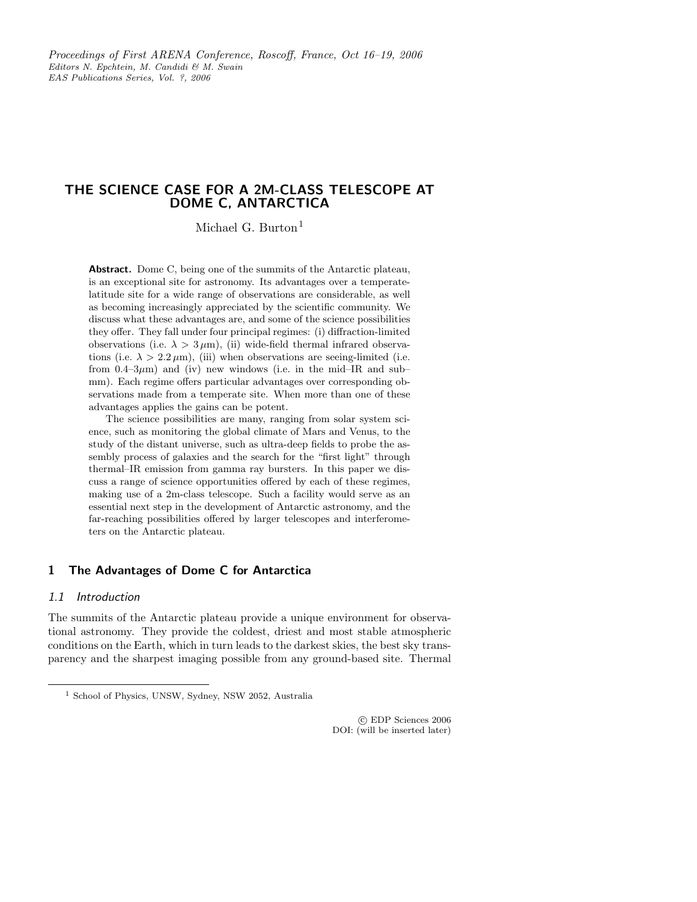# THE SCIENCE CASE FOR A 2M-CLASS TELESCOPE AT DOME C, ANTARCTICA

Michael G. Burton[1]

**Abstract.** Dome C, being one of the summits of the Antarctic plateau, is an exceptional site for astronomy. Its advantages over a temperate-latitude site for a wide range of observations are considerable, as well as becoming increasingly appreciated by the scientific community. We discuss what these advantages are, and some of the science possibilities they offer. They fall under four principal regimes: (i) diffraction-limited observations (i.e. $\lambda > 3\,\mu$m), (ii) wide-field thermal infrared observations (i.e. $\lambda > 2.2\,\mu$m), (iii) when observations are seeing-limited (i.e. from 0.4–3$\mu$m) and (iv) new windows (i.e. in the mid–IR and sub–mm). Each regime offers particular advantages over corresponding observations made from a temperate site. When more than one of these advantages applies the gains can be potent.

The science possibilities are many, ranging from solar system science, such as monitoring the global climate of Mars and Venus, to the study of the distant universe, such as ultra-deep fields to probe the assembly process of galaxies and the search for the "first light" through thermal–IR emission from gamma ray bursters. In this paper we discuss a range of science opportunities offered by each of these regimes, making use of a 2m-class telescope. Such a facility would serve as an essential next step in the development of Antarctic astronomy, and the far-reaching possibilities offered by larger telescopes and interferometers on the Antarctic plateau.

## 1 The Advantages of Dome C for Antarctica

### 1.1 Introduction

The summits of the Antarctic plateau provide a unique environment for observational astronomy. They provide the coldest, driest and most stable atmospheric conditions on the Earth, which in turn leads to the darkest skies, the best sky transparency and the sharpest imaging possible from any ground-based site. Thermal

[1] School of Physics, UNSW, Sydney, NSW 2052, Australia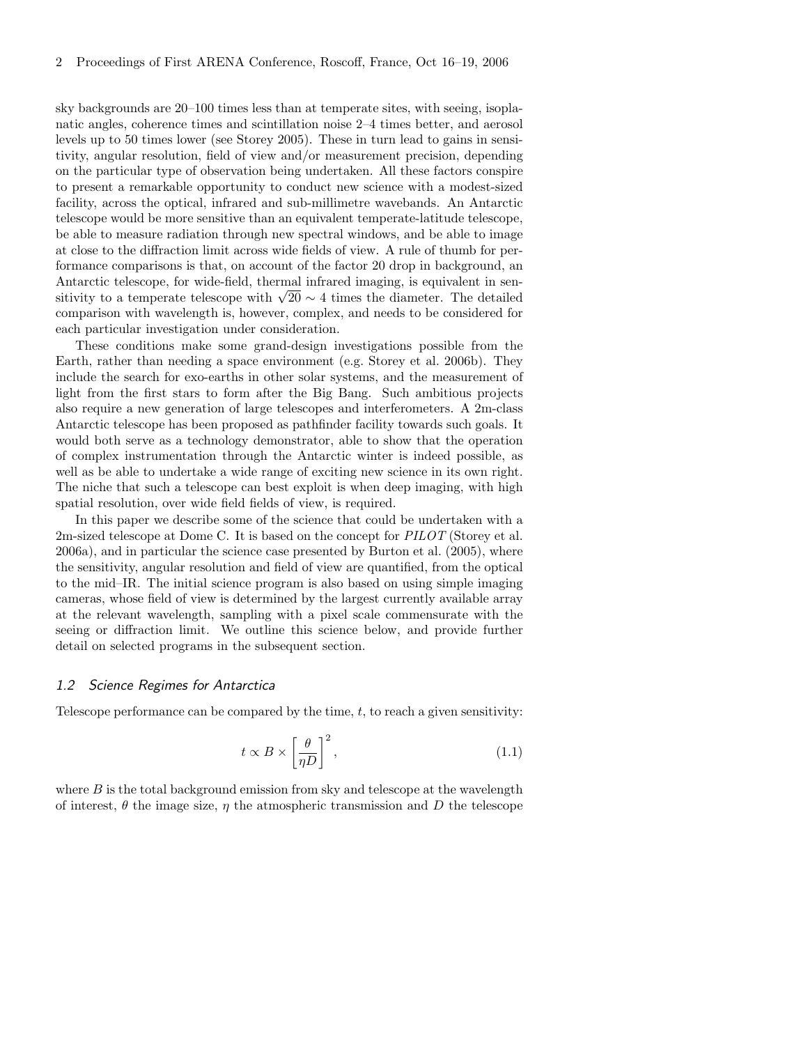sky backgrounds are 20–100 times less than at temperate sites, with seeing, isoplanatic angles, coherence times and scintillation noise 2–4 times better, and aerosol levels up to 50 times lower (see Storey 2005). These in turn lead to gains in sensitivity, angular resolution, field of view and/or measurement precision, depending on the particular type of observation being undertaken. All these factors conspire to present a remarkable opportunity to conduct new science with a modest-sized facility, across the optical, infrared and sub-millimetre wavebands. An Antarctic telescope would be more sensitive than an equivalent temperate-latitude telescope, be able to measure radiation through new spectral windows, and be able to image at close to the diffraction limit across wide fields of view. A rule of thumb for performance comparisons is that, on account of the factor 20 drop in background, an Antarctic telescope, for wide-field, thermal infrared imaging, is equivalent in sensitivity to a temperate telescope with $\sqrt{20} \sim 4$ times the diameter. The detailed comparison with wavelength is, however, complex, and needs to be considered for each particular investigation under consideration.

These conditions make some grand-design investigations possible from the Earth, rather than needing a space environment (e.g. Storey et al. 2006b). They include the search for exo-earths in other solar systems, and the measurement of light from the first stars to form after the Big Bang. Such ambitious projects also require a new generation of large telescopes and interferometers. A 2m-class Antarctic telescope has been proposed as pathfinder facility towards such goals. It would both serve as a technology demonstrator, able to show that the operation of complex instrumentation through the Antarctic winter is indeed possible, as well as be able to undertake a wide range of exciting new science in its own right. The niche that such a telescope can best exploit is when deep imaging, with high spatial resolution, over wide field fields of view, is required.

In this paper we describe some of the science that could be undertaken with a 2m-sized telescope at Dome C. It is based on the concept for *PILOT* (Storey et al. 2006a), and in particular the science case presented by Burton et al. (2005), where the sensitivity, angular resolution and field of view are quantified, from the optical to the mid–IR. The initial science program is also based on using simple imaging cameras, whose field of view is determined by the largest currently available array at the relevant wavelength, sampling with a pixel scale commensurate with the seeing or diffraction limit. We outline this science below, and provide further detail on selected programs in the subsequent section.

### *1.2 Science Regimes for Antarctica*

Telescope performance can be compared by the time, $t$, to reach a given sensitivity:

$$t \propto B \times \left[\frac{\theta}{\eta D}\right]^2, \tag{1.1}$$

where $B$ is the total background emission from sky and telescope at the wavelength of interest, $\theta$ the image size, $\eta$ the atmospheric transmission and $D$ the telescope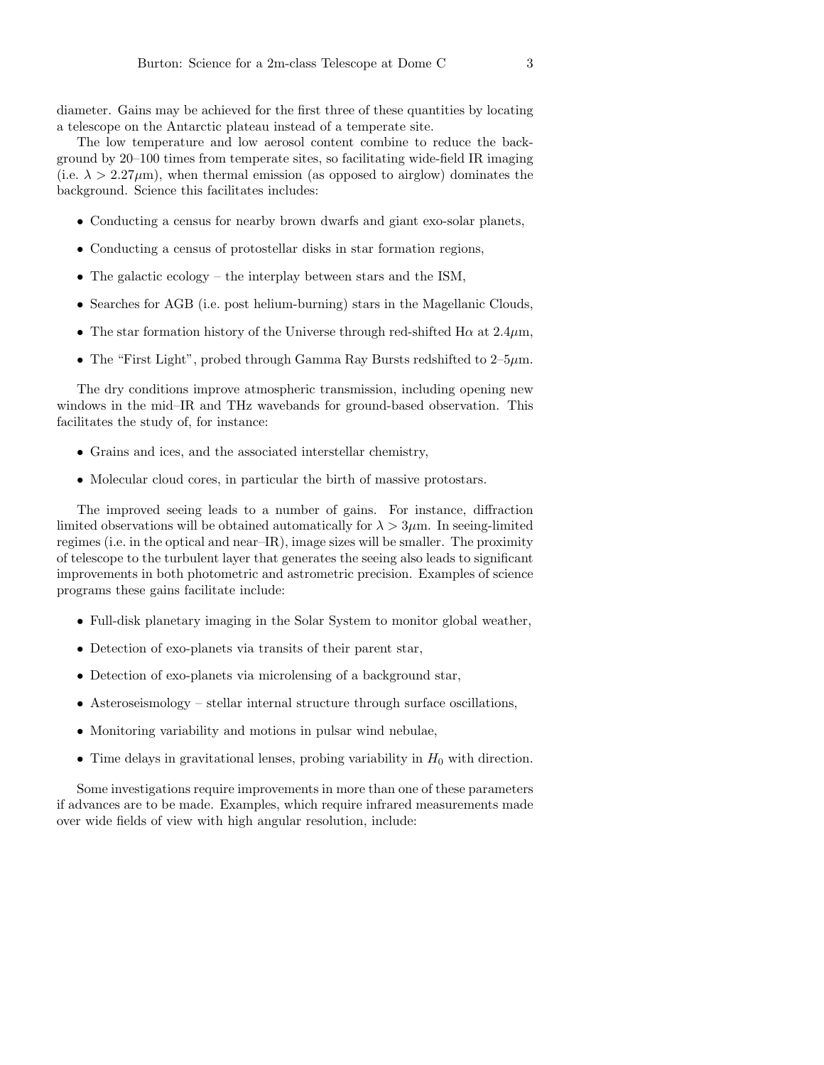diameter. Gains may be achieved for the first three of these quantities by locating a telescope on the Antarctic plateau instead of a temperate site.

The low temperature and low aerosol content combine to reduce the background by 20–100 times from temperate sites, so facilitating wide-field IR imaging (i.e. $\lambda > 2.27\mu$m), when thermal emission (as opposed to airglow) dominates the background. Science this facilitates includes:

- Conducting a census for nearby brown dwarfs and giant exo-solar planets,
- Conducting a census of protostellar disks in star formation regions,
- The galactic ecology – the interplay between stars and the ISM,
- Searches for AGB (i.e. post helium-burning) stars in the Magellanic Clouds,
- The star formation history of the Universe through red-shifted H$\alpha$ at 2.4$\mu$m,
- The "First Light", probed through Gamma Ray Bursts redshifted to 2–5$\mu$m.

The dry conditions improve atmospheric transmission, including opening new windows in the mid–IR and THz wavebands for ground-based observation. This facilitates the study of, for instance:

- Grains and ices, and the associated interstellar chemistry,
- Molecular cloud cores, in particular the birth of massive protostars.

The improved seeing leads to a number of gains. For instance, diffraction limited observations will be obtained automatically for $\lambda > 3\mu$m. In seeing-limited regimes (i.e. in the optical and near–IR), image sizes will be smaller. The proximity of telescope to the turbulent layer that generates the seeing also leads to significant improvements in both photometric and astrometric precision. Examples of science programs these gains facilitate include:

- Full-disk planetary imaging in the Solar System to monitor global weather,
- Detection of exo-planets via transits of their parent star,
- Detection of exo-planets via microlensing of a background star,
- Asteroseismology – stellar internal structure through surface oscillations,
- Monitoring variability and motions in pulsar wind nebulae,
- Time delays in gravitational lenses, probing variability in $H_0$ with direction.

Some investigations require improvements in more than one of these parameters if advances are to be made. Examples, which require infrared measurements made over wide fields of view with high angular resolution, include: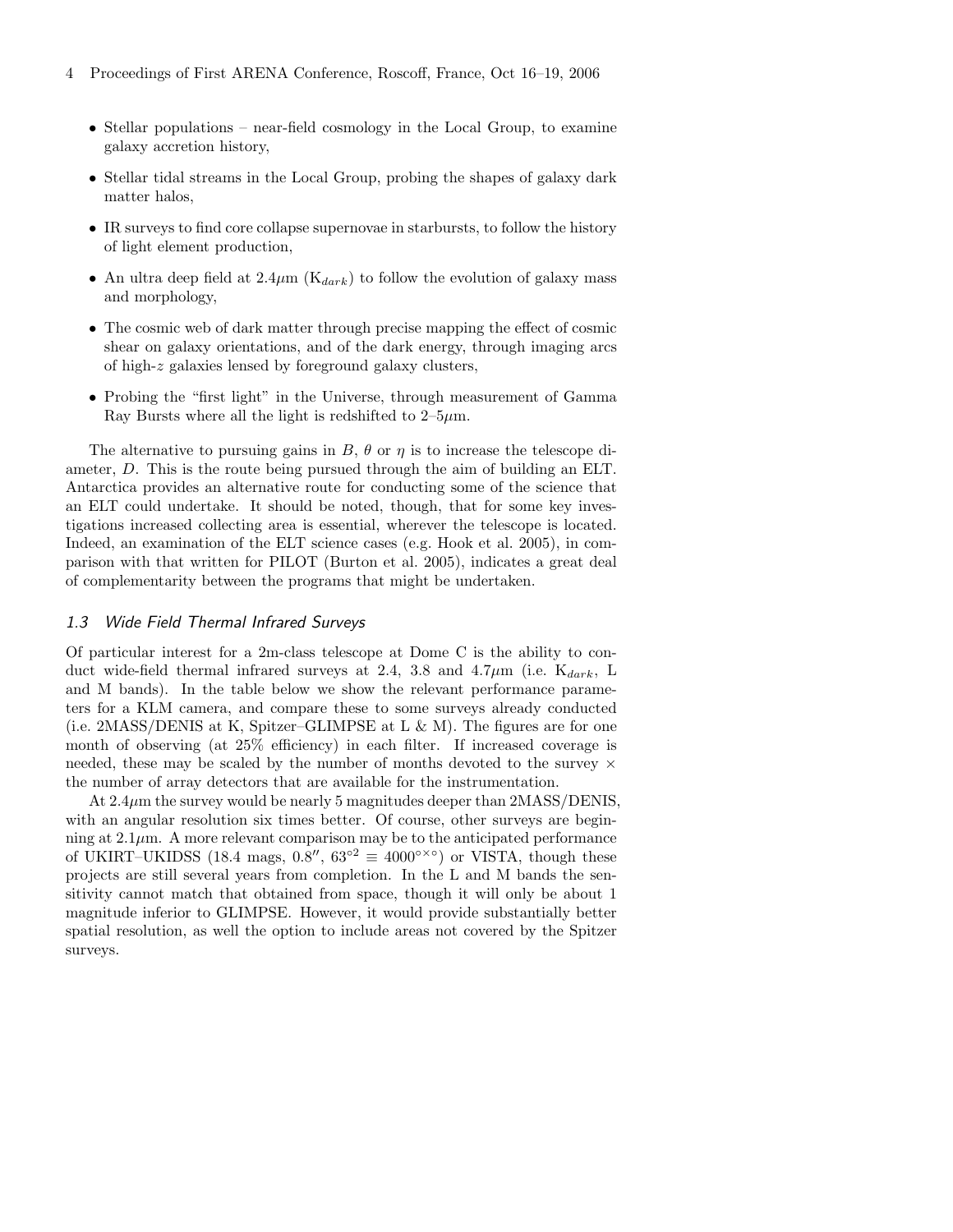- Stellar populations – near-field cosmology in the Local Group, to examine galaxy accretion history,
- Stellar tidal streams in the Local Group, probing the shapes of galaxy dark matter halos,
- IR surveys to find core collapse supernovae in starbursts, to follow the history of light element production,
- An ultra deep field at 2.4$\mu$m ($K_{dark}$) to follow the evolution of galaxy mass and morphology,
- The cosmic web of dark matter through precise mapping the effect of cosmic shear on galaxy orientations, and of the dark energy, through imaging arcs of high-$z$ galaxies lensed by foreground galaxy clusters,
- Probing the "first light" in the Universe, through measurement of Gamma Ray Bursts where all the light is redshifted to 2–5$\mu$m.

The alternative to pursuing gains in $B$, $\theta$ or $\eta$ is to increase the telescope diameter, $D$. This is the route being pursued through the aim of building an ELT. Antarctica provides an alternative route for conducting some of the science that an ELT could undertake. It should be noted, though, that for some key investigations increased collecting area is essential, wherever the telescope is located. Indeed, an examination of the ELT science cases (e.g. Hook et al. 2005), in comparison with that written for PILOT (Burton et al. 2005), indicates a great deal of complementarity between the programs that might be undertaken.

### *1.3 Wide Field Thermal Infrared Surveys*

Of particular interest for a 2m-class telescope at Dome C is the ability to conduct wide-field thermal infrared surveys at 2.4, 3.8 and 4.7$\mu$m (i.e. $K_{dark}$, L and M bands). In the table below we show the relevant performance parameters for a KLM camera, and compare these to some surveys already conducted (i.e. 2MASS/DENIS at K, Spitzer–GLIMPSE at L & M). The figures are for one month of observing (at 25% efficiency) in each filter. If increased coverage is needed, these may be scaled by the number of months devoted to the survey $\times$ the number of array detectors that are available for the instrumentation.

At 2.4$\mu$m the survey would be nearly 5 magnitudes deeper than 2MASS/DENIS, with an angular resolution six times better. Of course, other surveys are beginning at 2.1$\mu$m. A more relevant comparison may be to the anticipated performance of UKIRT–UKIDSS (18.4 mags, $0.8''$, $63^{\circ 2} \equiv 4000^{\circ \times \circ}$) or VISTA, though these projects are still several years from completion. In the L and M bands the sensitivity cannot match that obtained from space, though it will only be about 1 magnitude inferior to GLIMPSE. However, it would provide substantially better spatial resolution, as well the option to include areas not covered by the Spitzer surveys.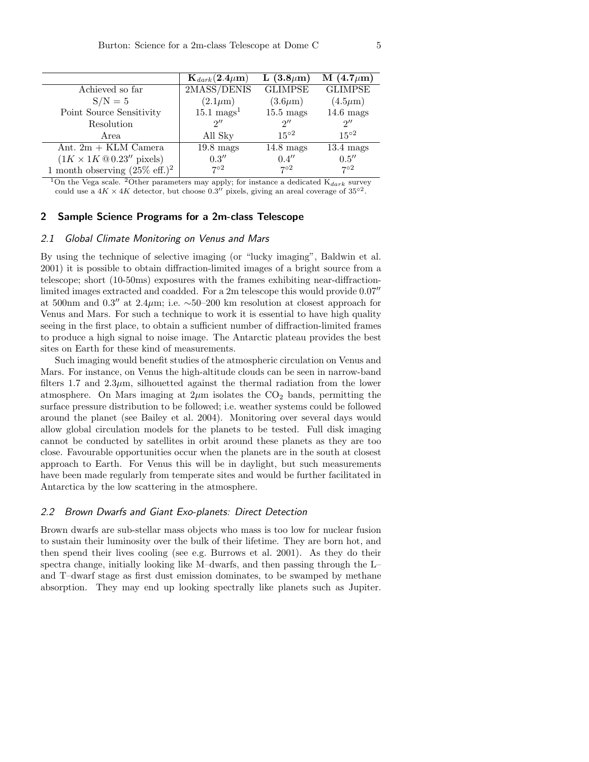|  | $\mathbf{K}_{dark}(\mathbf{2.4}\mu\mathbf{m})$ | **L** $(\mathbf{3.8}\mu\mathbf{m})$ | **M** $(\mathbf{4.7}\mu\mathbf{m})$ |
|---|---|---|---|
| Achieved so far | 2MASS/DENIS | GLIMPSE | GLIMPSE |
| S/N = 5 | $(2.1\mu\text{m})$ | $(3.6\mu\text{m})$ | $(4.5\mu\text{m})$ |
| Point Source Sensitivity | 15.1 mags[1] | 15.5 mags | 14.6 mags |
| Resolution | $2''$ | $2''$ | $2''$ |
| Area | All Sky | $15^{\circ 2}$ | $15^{\circ 2}$ |
| Ant. 2m + KLM Camera | 19.8 mags | 14.8 mags | 13.4 mags |
| $(1K \times 1K\,@\,0.23''$ pixels) | $0.3''$ | $0.4''$ | $0.5''$ |
| 1 month observing (25% eff.)[2] | $7^{\circ 2}$ | $7^{\circ 2}$ | $7^{\circ 2}$ |

[1]On the Vega scale. [2]Other parameters may apply; for instance a dedicated $K_{dark}$ survey could use a $4K \times 4K$ detector, but choose $0.3''$ pixels, giving an areal coverage of $35^{\circ 2}$.

## 2 Sample Science Programs for a 2m-class Telescope

### 2.1 *Global Climate Monitoring on Venus and Mars*

By using the technique of selective imaging (or "lucky imaging", Baldwin et al. 2001) it is possible to obtain diffraction-limited images of a bright source from a telescope; short (10-50ms) exposures with the frames exhibiting near-diffraction-limited images extracted and coadded. For a 2m telescope this would provide $0.07''$ at 500nm and $0.3''$ at $2.4\mu$m; i.e. $\sim$50–200 km resolution at closest approach for Venus and Mars. For such a technique to work it is essential to have high quality seeing in the first place, to obtain a sufficient number of diffraction-limited frames to produce a high signal to noise image. The Antarctic plateau provides the best sites on Earth for these kind of measurements.

Such imaging would benefit studies of the atmospheric circulation on Venus and Mars. For instance, on Venus the high-altitude clouds can be seen in narrow-band filters 1.7 and $2.3\mu$m, silhouetted against the thermal radiation from the lower atmosphere. On Mars imaging at $2\mu$m isolates the $CO_2$ bands, permitting the surface pressure distribution to be followed; i.e. weather systems could be followed around the planet (see Bailey et al. 2004). Monitoring over several days would allow global circulation models for the planets to be tested. Full disk imaging cannot be conducted by satellites in orbit around these planets as they are too close. Favourable opportunities occur when the planets are in the south at closest approach to Earth. For Venus this will be in daylight, but such measurements have been made regularly from temperate sites and would be further facilitated in Antarctica by the low scattering in the atmosphere.

### 2.2 *Brown Dwarfs and Giant Exo-planets: Direct Detection*

Brown dwarfs are sub-stellar mass objects who mass is too low for nuclear fusion to sustain their luminosity over the bulk of their lifetime. They are born hot, and then spend their lives cooling (see e.g. Burrows et al. 2001). As they do their spectra change, initially looking like M–dwarfs, and then passing through the L– and T–dwarf stage as first dust emission dominates, to be swamped by methane absorption. They may end up looking spectrally like planets such as Jupiter.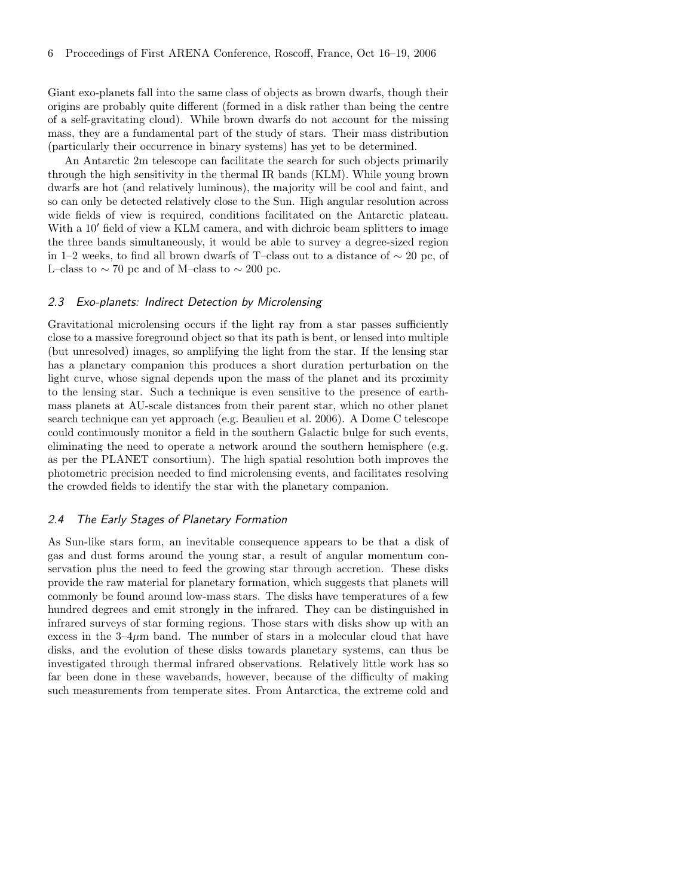Giant exo-planets fall into the same class of objects as brown dwarfs, though their origins are probably quite different (formed in a disk rather than being the centre of a self-gravitating cloud). While brown dwarfs do not account for the missing mass, they are a fundamental part of the study of stars. Their mass distribution (particularly their occurrence in binary systems) has yet to be determined.

An Antarctic 2m telescope can facilitate the search for such objects primarily through the high sensitivity in the thermal IR bands (KLM). While young brown dwarfs are hot (and relatively luminous), the majority will be cool and faint, and so can only be detected relatively close to the Sun. High angular resolution across wide fields of view is required, conditions facilitated on the Antarctic plateau. With a $10'$ field of view a KLM camera, and with dichroic beam splitters to image the three bands simultaneously, it would be able to survey a degree-sized region in 1–2 weeks, to find all brown dwarfs of T–class out to a distance of $\sim 20$ pc, of L–class to $\sim 70$ pc and of M–class to $\sim 200$ pc.

### *2.3 Exo-planets: Indirect Detection by Microlensing*

Gravitational microlensing occurs if the light ray from a star passes sufficiently close to a massive foreground object so that its path is bent, or lensed into multiple (but unresolved) images, so amplifying the light from the star. If the lensing star has a planetary companion this produces a short duration perturbation on the light curve, whose signal depends upon the mass of the planet and its proximity to the lensing star. Such a technique is even sensitive to the presence of earth-mass planets at AU-scale distances from their parent star, which no other planet search technique can yet approach (e.g. Beaulieu et al. 2006). A Dome C telescope could continuously monitor a field in the southern Galactic bulge for such events, eliminating the need to operate a network around the southern hemisphere (e.g. as per the PLANET consortium). The high spatial resolution both improves the photometric precision needed to find microlensing events, and facilitates resolving the crowded fields to identify the star with the planetary companion.

### *2.4 The Early Stages of Planetary Formation*

As Sun-like stars form, an inevitable consequence appears to be that a disk of gas and dust forms around the young star, a result of angular momentum conservation plus the need to feed the growing star through accretion. These disks provide the raw material for planetary formation, which suggests that planets will commonly be found around low-mass stars. The disks have temperatures of a few hundred degrees and emit strongly in the infrared. They can be distinguished in infrared surveys of star forming regions. Those stars with disks show up with an excess in the 3–4$\mu$m band. The number of stars in a molecular cloud that have disks, and the evolution of these disks towards planetary systems, can thus be investigated through thermal infrared observations. Relatively little work has so far been done in these wavebands, however, because of the difficulty of making such measurements from temperate sites. From Antarctica, the extreme cold and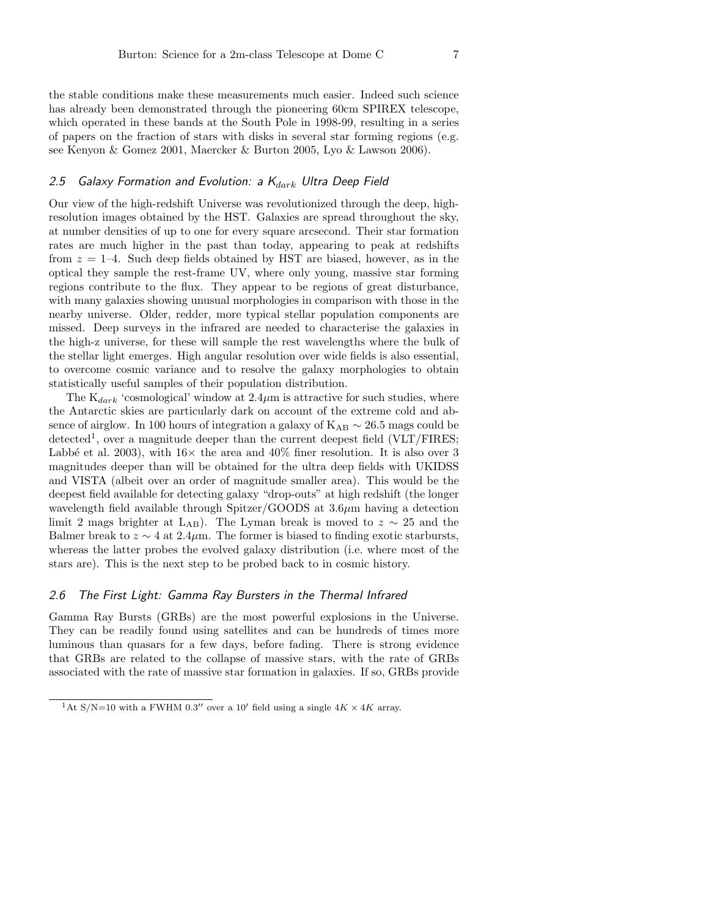the stable conditions make these measurements much easier. Indeed such science has already been demonstrated through the pioneering 60cm SPIREX telescope, which operated in these bands at the South Pole in 1998-99, resulting in a series of papers on the fraction of stars with disks in several star forming regions (e.g. see Kenyon & Gomez 2001, Maercker & Burton 2005, Lyo & Lawson 2006).

## 2.5 Galaxy Formation and Evolution: a $K_{dark}$ Ultra Deep Field

Our view of the high-redshift Universe was revolutionized through the deep, high-resolution images obtained by the HST. Galaxies are spread throughout the sky, at number densities of up to one for every square arcsecond. Their star formation rates are much higher in the past than today, appearing to peak at redshifts from $z = 1$–$4$. Such deep fields obtained by HST are biased, however, as in the optical they sample the rest-frame UV, where only young, massive star forming regions contribute to the flux. They appear to be regions of great disturbance, with many galaxies showing unusual morphologies in comparison with those in the nearby universe. Older, redder, more typical stellar population components are missed. Deep surveys in the infrared are needed to characterise the galaxies in the high-z universe, for these will sample the rest wavelengths where the bulk of the stellar light emerges. High angular resolution over wide fields is also essential, to overcome cosmic variance and to resolve the galaxy morphologies to obtain statistically useful samples of their population distribution.

The $K_{dark}$ 'cosmological' window at $2.4\mu$m is attractive for such studies, where the Antarctic skies are particularly dark on account of the extreme cold and absence of airglow. In 100 hours of integration a galaxy of $K_{AB} \sim 26.5$ mags could be detected[1], over a magnitude deeper than the current deepest field (VLT/FIRES; Labbé et al. 2003), with $16\times$ the area and 40% finer resolution. It is also over 3 magnitudes deeper than will be obtained for the ultra deep fields with UKIDSS and VISTA (albeit over an order of magnitude smaller area). This would be the deepest field available for detecting galaxy "drop-outs" at high redshift (the longer wavelength field available through Spitzer/GOODS at $3.6\mu$m having a detection limit 2 mags brighter at $L_{AB}$). The Lyman break is moved to $z \sim 25$ and the Balmer break to $z \sim 4$ at $2.4\mu$m. The former is biased to finding exotic starbursts, whereas the latter probes the evolved galaxy distribution (i.e. where most of the stars are). This is the next step to be probed back to in cosmic history.

## 2.6 The First Light: Gamma Ray Bursters in the Thermal Infrared

Gamma Ray Bursts (GRBs) are the most powerful explosions in the Universe. They can be readily found using satellites and can be hundreds of times more luminous than quasars for a few days, before fading. There is strong evidence that GRBs are related to the collapse of massive stars, with the rate of GRBs associated with the rate of massive star formation in galaxies. If so, GRBs provide

[1] At S/N=10 with a FWHM $0.3''$ over a $10'$ field using a single $4K \times 4K$ array.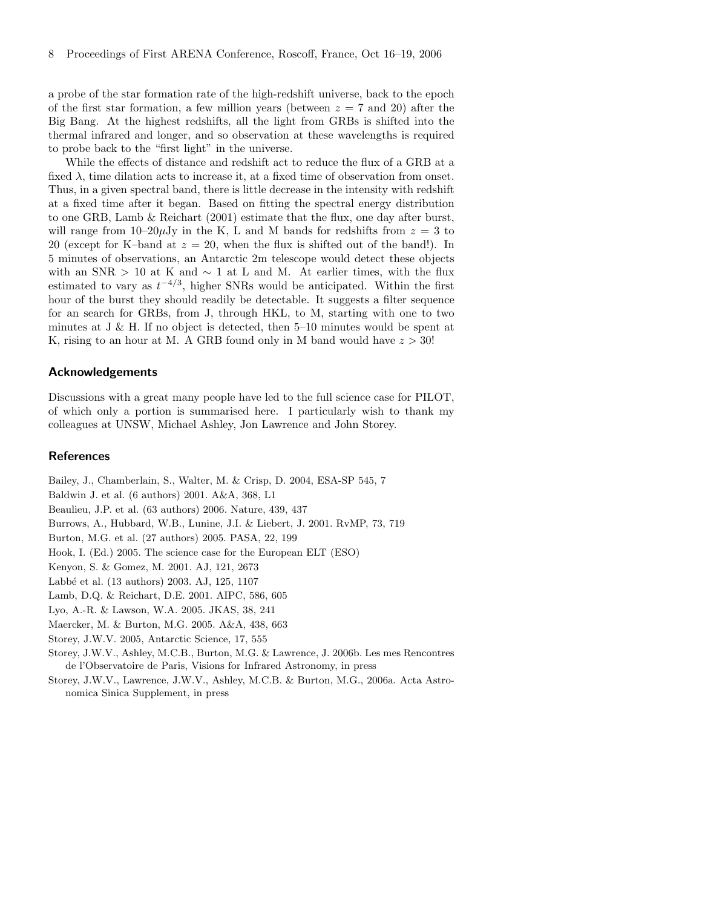a probe of the star formation rate of the high-redshift universe, back to the epoch of the first star formation, a few million years (between $z = 7$ and 20) after the Big Bang. At the highest redshifts, all the light from GRBs is shifted into the thermal infrared and longer, and so observation at these wavelengths is required to probe back to the "first light" in the universe.

While the effects of distance and redshift act to reduce the flux of a GRB at a fixed $\lambda$, time dilation acts to increase it, at a fixed time of observation from onset. Thus, in a given spectral band, there is little decrease in the intensity with redshift at a fixed time after it began. Based on fitting the spectral energy distribution to one GRB, Lamb & Reichart (2001) estimate that the flux, one day after burst, will range from 10–20$\mu$Jy in the K, L and M bands for redshifts from $z = 3$ to 20 (except for K–band at $z = 20$, when the flux is shifted out of the band!). In 5 minutes of observations, an Antarctic 2m telescope would detect these objects with an SNR $> 10$ at K and $\sim 1$ at L and M. At earlier times, with the flux estimated to vary as $t^{-4/3}$, higher SNRs would be anticipated. Within the first hour of the burst they should readily be detectable. It suggests a filter sequence for an search for GRBs, from J, through HKL, to M, starting with one to two minutes at J & H. If no object is detected, then 5–10 minutes would be spent at K, rising to an hour at M. A GRB found only in M band would have $z > 30$!

## Acknowledgements

Discussions with a great many people have led to the full science case for PILOT, of which only a portion is summarised here. I particularly wish to thank my colleagues at UNSW, Michael Ashley, Jon Lawrence and John Storey.

## References

Bailey, J., Chamberlain, S., Walter, M. & Crisp, D. 2004, ESA-SP 545, 7

Baldwin J. et al. (6 authors) 2001. A&A, 368, L1

Beaulieu, J.P. et al. (63 authors) 2006. Nature, 439, 437

Burrows, A., Hubbard, W.B., Lunine, J.I. & Liebert, J. 2001. RvMP, 73, 719

Burton, M.G. et al. (27 authors) 2005. PASA, 22, 199

Hook, I. (Ed.) 2005. The science case for the European ELT (ESO)

Kenyon, S. & Gomez, M. 2001. AJ, 121, 2673

Labbé et al. (13 authors) 2003. AJ, 125, 1107

Lamb, D.Q. & Reichart, D.E. 2001. AIPC, 586, 605

Lyo, A.-R. & Lawson, W.A. 2005. JKAS, 38, 241

Maercker, M. & Burton, M.G. 2005. A&A, 438, 663

Storey, J.W.V. 2005, Antarctic Science, 17, 555

Storey, J.W.V., Ashley, M.C.B., Burton, M.G. & Lawrence, J. 2006b. Les mes Rencontres de l'Observatoire de Paris, Visions for Infrared Astronomy, in press

Storey, J.W.V., Lawrence, J.W.V., Ashley, M.C.B. & Burton, M.G., 2006a. Acta Astronomica Sinica Supplement, in press